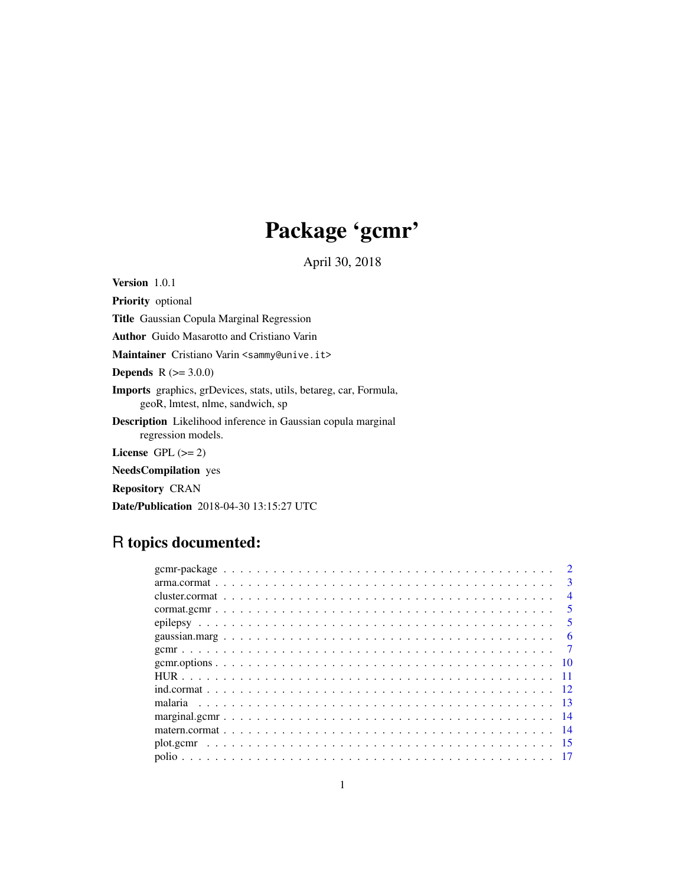# Package 'gcmr'

April 30, 2018

**Version** 1.0.1

**Priority** optional

**Title** Gaussian Copula Marginal Regression

**Author** Guido Masarotto and Cristiano Varin

**Maintainer** Cristiano Varin <sammy@unive.it>

**Depends** R (>= 3.0.0)

**Imports** graphics, grDevices, stats, utils, betareg, car, Formula, geoR, lmtest, nlme, sandwich, sp

**Description** Likelihood inference in Gaussian copula marginal regression models.

**License** GPL (>= 2)

**NeedsCompilation** yes

**Repository** CRAN

**Date/Publication** 2018-04-30 13:15:27 UTC

## R topics documented:

| | |
|---|---|
| gcmr-package | 2 |
| arma.cormat | 3 |
| cluster.cormat | 4 |
| cormat.gcmr | 5 |
| epilepsy | 5 |
| gaussian.marg | 6 |
| gcmr | 7 |
| gcmr.options | 10 |
| HUR | 11 |
| ind.cormat | 12 |
| malaria | 13 |
| marginal.gcmr | 14 |
| matern.cormat | 14 |
| plot.gcmr | 15 |
| polio | 17 |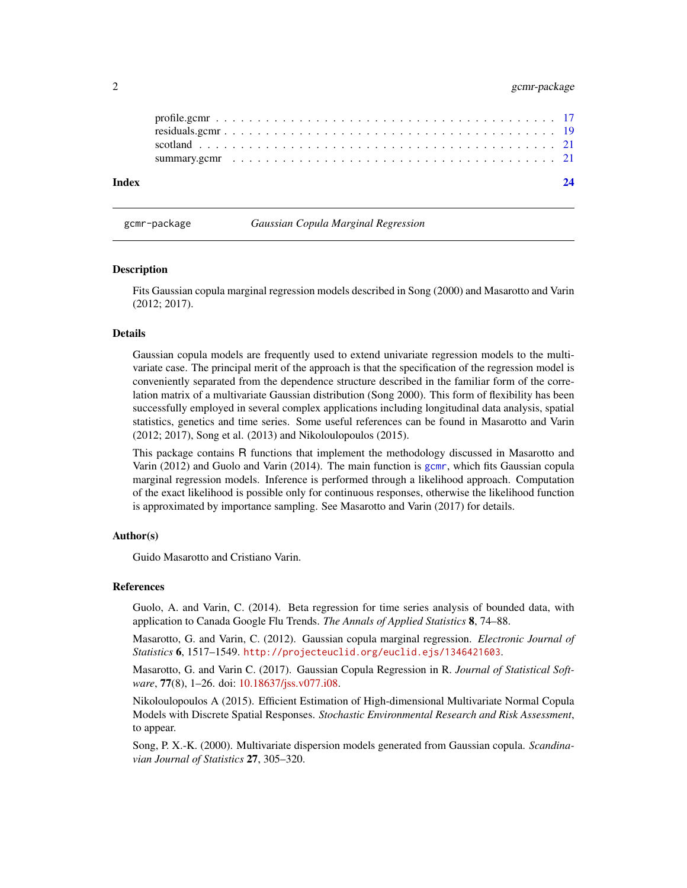profile.gcmr . . . . . . . . . . . . . . . . . . . . . . . . . . . . . . . . . . . . . . . 17
residuals.gcmr . . . . . . . . . . . . . . . . . . . . . . . . . . . . . . . . . . . . . . 19
scotland . . . . . . . . . . . . . . . . . . . . . . . . . . . . . . . . . . . . . . . . . 21
summary.gcmr . . . . . . . . . . . . . . . . . . . . . . . . . . . . . . . . . . . . . . 21

**Index** **24**

---

`gcmr-package` *Gaussian Copula Marginal Regression*

---

### Description

Fits Gaussian copula marginal regression models described in Song (2000) and Masarotto and Varin (2012; 2017).

### Details

Gaussian copula models are frequently used to extend univariate regression models to the multivariate case. The principal merit of the approach is that the specification of the regression model is conveniently separated from the dependence structure described in the familiar form of the correlation matrix of a multivariate Gaussian distribution (Song 2000). This form of flexibility has been successfully employed in several complex applications including longitudinal data analysis, spatial statistics, genetics and time series. Some useful references can be found in Masarotto and Varin (2012; 2017), Song et al. (2013) and Nikoloulopoulos (2015).

This package contains R functions that implement the methodology discussed in Masarotto and Varin (2012) and Guolo and Varin (2014). The main function is `gcmr`, which fits Gaussian copula marginal regression models. Inference is performed through a likelihood approach. Computation of the exact likelihood is possible only for continuous responses, otherwise the likelihood function is approximated by importance sampling. See Masarotto and Varin (2017) for details.

### Author(s)

Guido Masarotto and Cristiano Varin.

### References

Guolo, A. and Varin, C. (2014). Beta regression for time series analysis of bounded data, with application to Canada Google Flu Trends. *The Annals of Applied Statistics* **8**, 74–88.

Masarotto, G. and Varin, C. (2012). Gaussian copula marginal regression. *Electronic Journal of Statistics* **6**, 1517–1549. `http://projecteuclid.org/euclid.ejs/1346421603`.

Masarotto, G. and Varin C. (2017). Gaussian Copula Regression in R. *Journal of Statistical Software*, **77**(8), 1–26. doi: 10.18637/jss.v077.i08.

Nikoloulopoulos A (2015). Efficient Estimation of High-dimensional Multivariate Normal Copula Models with Discrete Spatial Responses. *Stochastic Environmental Research and Risk Assessment*, to appear.

Song, P. X.-K. (2000). Multivariate dispersion models generated from Gaussian copula. *Scandinavian Journal of Statistics* **27**, 305–320.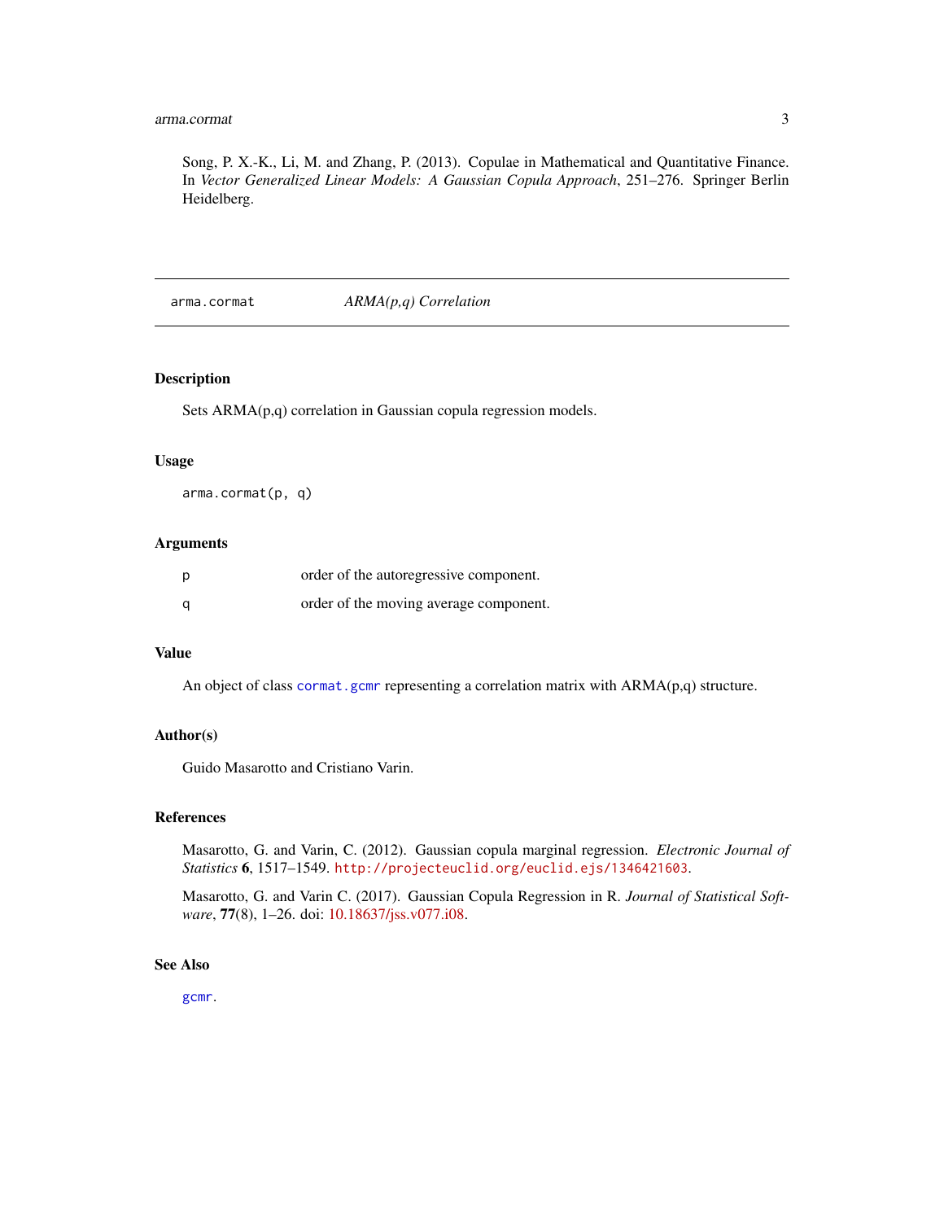Song, P. X.-K., Li, M. and Zhang, P. (2013). Copulae in Mathematical and Quantitative Finance. In *Vector Generalized Linear Models: A Gaussian Copula Approach*, 251–276. Springer Berlin Heidelberg.

---

## arma.cormat — *ARMA(p,q) Correlation*

---

### Description

Sets ARMA(p,q) correlation in Gaussian copula regression models.

### Usage

```
arma.cormat(p, q)
```

### Arguments

| | |
|---|---|
| `p` | order of the autoregressive component. |
| `q` | order of the moving average component. |

### Value

An object of class `cormat.gcmr` representing a correlation matrix with ARMA(p,q) structure.

### Author(s)

Guido Masarotto and Cristiano Varin.

### References

Masarotto, G. and Varin, C. (2012). Gaussian copula marginal regression. *Electronic Journal of Statistics* **6**, 1517–1549. `http://projecteuclid.org/euclid.ejs/1346421603`.

Masarotto, G. and Varin C. (2017). Gaussian Copula Regression in R. *Journal of Statistical Software*, **77**(8), 1–26. doi: 10.18637/jss.v077.i08.

### See Also

`gcmr`.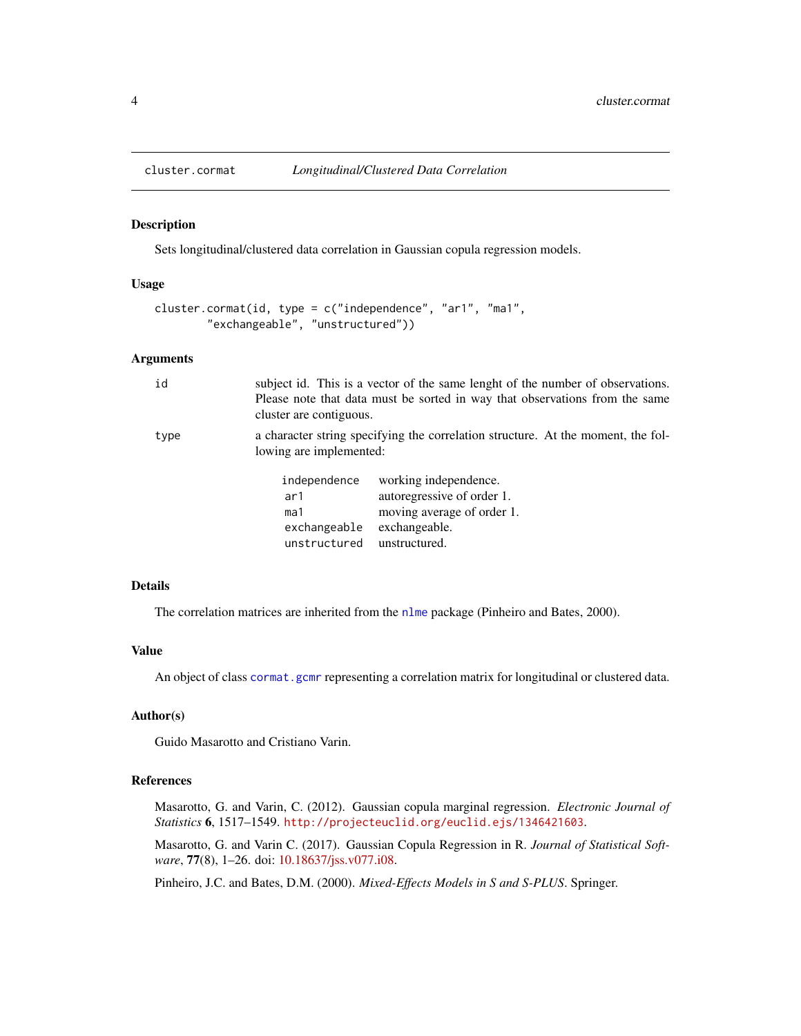## cluster.cormat — *Longitudinal/Clustered Data Correlation*

### Description

Sets longitudinal/clustered data correlation in Gaussian copula regression models.

### Usage

```
cluster.cormat(id, type = c("independence", "ar1", "ma1",
        "exchangeable", "unstructured"))
```

### Arguments

| | |
|---|---|
| `id` | subject id. This is a vector of the same lenght of the number of observations. Please note that data must be sorted in way that observations from the same cluster are contiguous. |
| `type` | a character string specifying the correlation structure. At the moment, the following are implemented: |

| | |
|---|---|
| `independence` | working independence. |
| `ar1` | autoregressive of order 1. |
| `ma1` | moving average of order 1. |
| `exchangeable` | exchangeable. |
| `unstructured` | unstructured. |

### Details

The correlation matrices are inherited from the `nlme` package (Pinheiro and Bates, 2000).

### Value

An object of class `cormat.gcmr` representing a correlation matrix for longitudinal or clustered data.

### Author(s)

Guido Masarotto and Cristiano Varin.

### References

Masarotto, G. and Varin, C. (2012). Gaussian copula marginal regression. *Electronic Journal of Statistics* **6**, 1517–1549. `http://projecteuclid.org/euclid.ejs/1346421603`.

Masarotto, G. and Varin C. (2017). Gaussian Copula Regression in R. *Journal of Statistical Software*, **77**(8), 1–26. doi: 10.18637/jss.v077.i08.

Pinheiro, J.C. and Bates, D.M. (2000). *Mixed-Effects Models in S and S-PLUS*. Springer.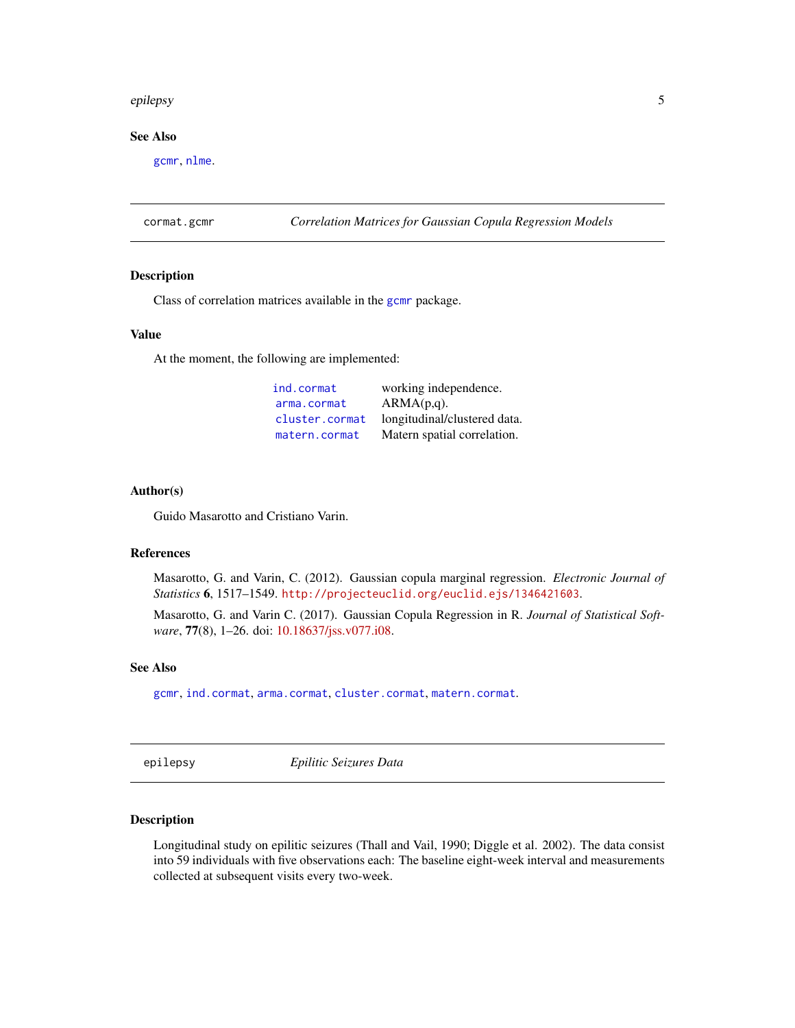## See Also

gcmr, nlme.

---

## cormat.gcmr — *Correlation Matrices for Gaussian Copula Regression Models*

### Description

Class of correlation matrices available in the gcmr package.

### Value

At the moment, the following are implemented:

| | |
|---|---|
| ind.cormat | working independence. |
| arma.cormat | ARMA(p,q). |
| cluster.cormat | longitudinal/clustered data. |
| matern.cormat | Matern spatial correlation. |

### Author(s)

Guido Masarotto and Cristiano Varin.

### References

Masarotto, G. and Varin, C. (2012). Gaussian copula marginal regression. *Electronic Journal of Statistics* **6**, 1517–1549. http://projecteuclid.org/euclid.ejs/1346421603.

Masarotto, G. and Varin C. (2017). Gaussian Copula Regression in R. *Journal of Statistical Software*, **77**(8), 1–26. doi: 10.18637/jss.v077.i08.

### See Also

gcmr, ind.cormat, arma.cormat, cluster.cormat, matern.cormat.

---

## epilepsy — *Epilitic Seizures Data*

### Description

Longitudinal study on epilitic seizures (Thall and Vail, 1990; Diggle et al. 2002). The data consist into 59 individuals with five observations each: The baseline eight-week interval and measurements collected at subsequent visits every two-week.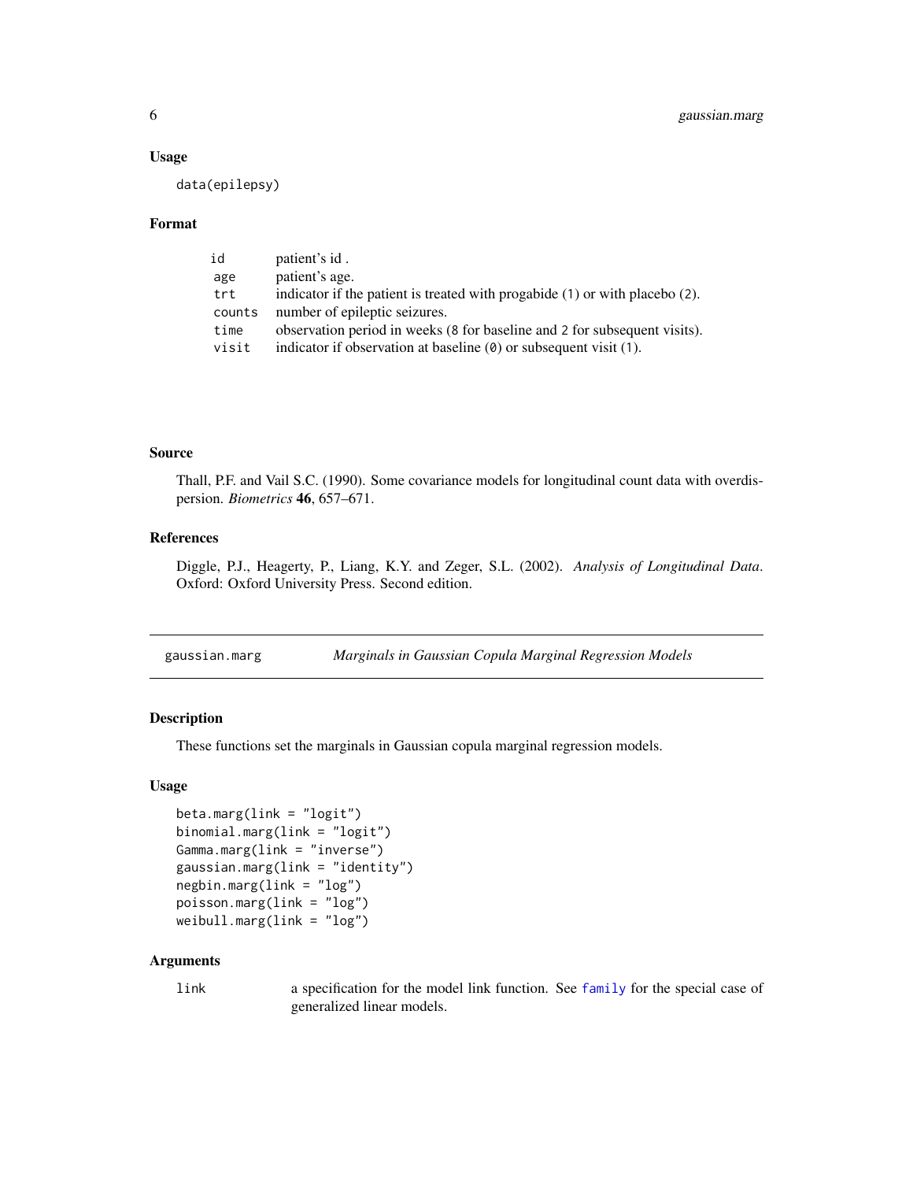## Usage

```
data(epilepsy)
```

## Format

| | |
|---|---|
| `id` | patient's id . |
| `age` | patient's age. |
| `trt` | indicator if the patient is treated with progabide (1) or with placebo (2). |
| `counts` | number of epileptic seizures. |
| `time` | observation period in weeks (8 for baseline and 2 for subsequent visits). |
| `visit` | indicator if observation at baseline (0) or subsequent visit (1). |

## Source

Thall, P.F. and Vail S.C. (1990). Some covariance models for longitudinal count data with overdispersion. *Biometrics* **46**, 657–671.

## References

Diggle, P.J., Heagerty, P., Liang, K.Y. and Zeger, S.L. (2002). *Analysis of Longitudinal Data*. Oxford: Oxford University Press. Second edition.

---

# gaussian.marg — *Marginals in Gaussian Copula Marginal Regression Models*

## Description

These functions set the marginals in Gaussian copula marginal regression models.

## Usage

```
beta.marg(link = "logit")
binomial.marg(link = "logit")
Gamma.marg(link = "inverse")
gaussian.marg(link = "identity")
negbin.marg(link = "log")
poisson.marg(link = "log")
weibull.marg(link = "log")
```

## Arguments

| | |
|---|---|
| `link` | a specification for the model link function. See `family` for the special case of generalized linear models. |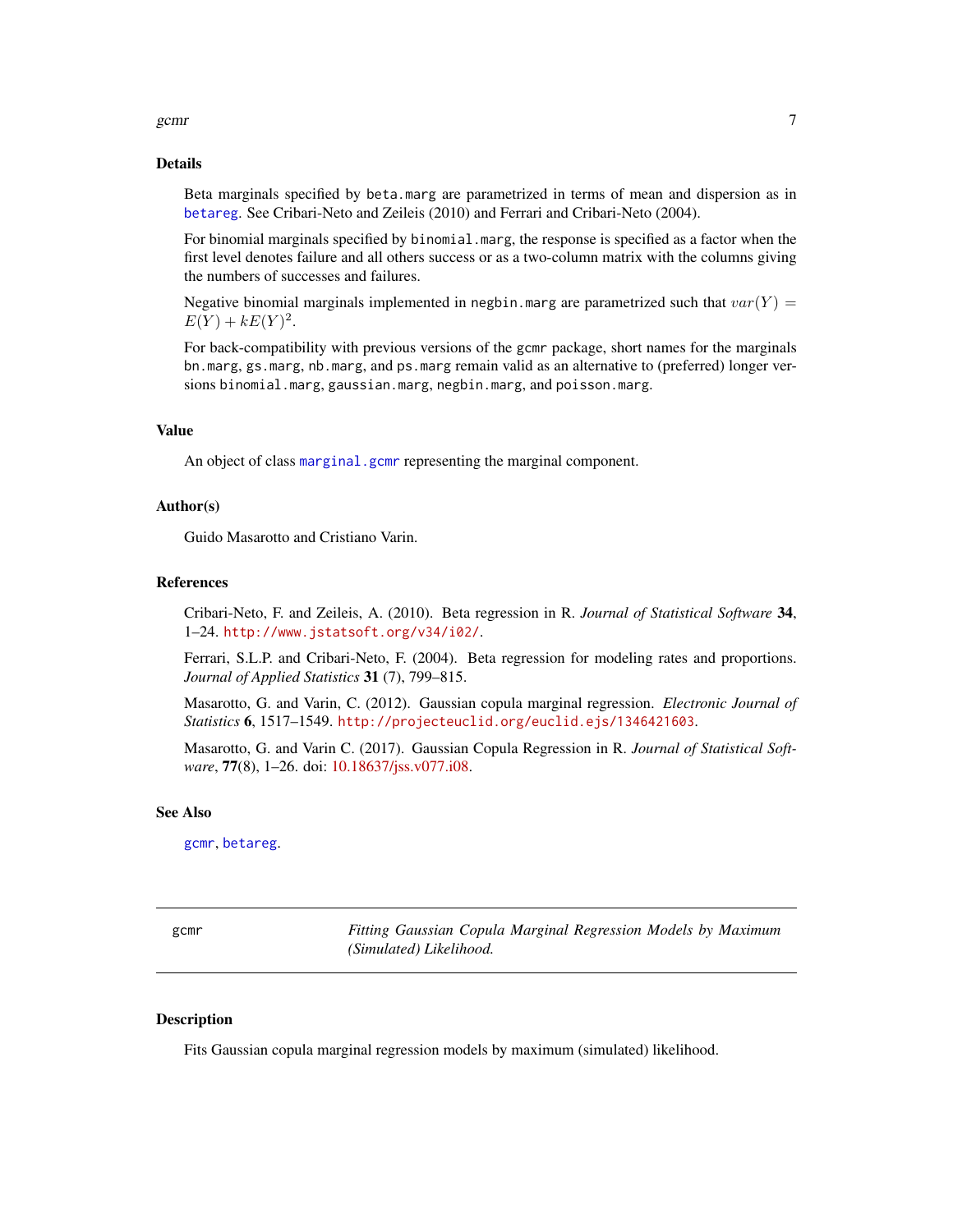## Details

Beta marginals specified by `beta.marg` are parametrized in terms of mean and dispersion as in `betareg`. See Cribari-Neto and Zeileis (2010) and Ferrari and Cribari-Neto (2004).

For binomial marginals specified by `binomial.marg`, the response is specified as a factor when the first level denotes failure and all others success or as a two-column matrix with the columns giving the numbers of successes and failures.

Negative binomial marginals implemented in `negbin.marg` are parametrized such that $var(Y) = E(Y) + kE(Y)^2$.

For back-compatibility with previous versions of the `gcmr` package, short names for the marginals `bn.marg`, `gs.marg`, `nb.marg`, and `ps.marg` remain valid as an alternative to (preferred) longer versions `binomial.marg`, `gaussian.marg`, `negbin.marg`, and `poisson.marg`.

## Value

An object of class `marginal.gcmr` representing the marginal component.

## Author(s)

Guido Masarotto and Cristiano Varin.

## References

Cribari-Neto, F. and Zeileis, A. (2010). Beta regression in R. *Journal of Statistical Software* **34**, 1–24. http://www.jstatsoft.org/v34/i02/.

Ferrari, S.L.P. and Cribari-Neto, F. (2004). Beta regression for modeling rates and proportions. *Journal of Applied Statistics* **31** (7), 799–815.

Masarotto, G. and Varin, C. (2012). Gaussian copula marginal regression. *Electronic Journal of Statistics* **6**, 1517–1549. http://projecteuclid.org/euclid.ejs/1346421603.

Masarotto, G. and Varin C. (2017). Gaussian Copula Regression in R. *Journal of Statistical Software*, **77**(8), 1–26. doi: 10.18637/jss.v077.i08.

## See Also

`gcmr`, `betareg`.

---

# gcmr — *Fitting Gaussian Copula Marginal Regression Models by Maximum (Simulated) Likelihood.*

---

## Description

Fits Gaussian copula marginal regression models by maximum (simulated) likelihood.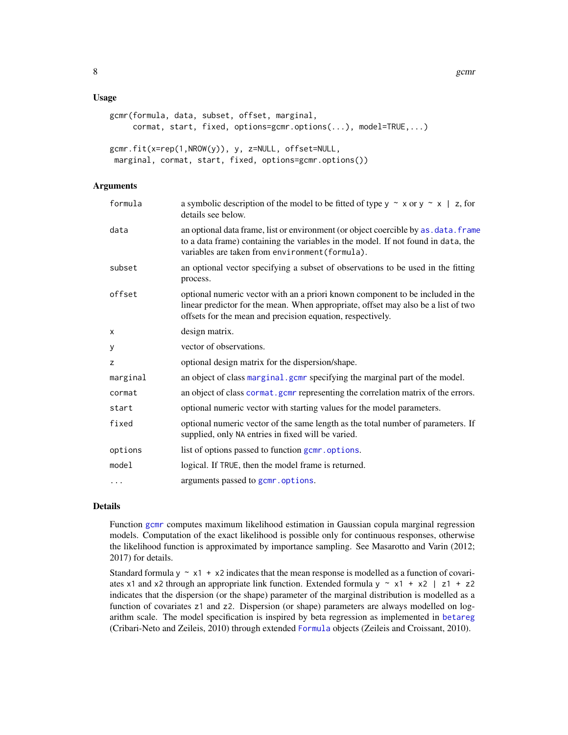## Usage

```
gcmr(formula, data, subset, offset, marginal,
     cormat, start, fixed, options=gcmr.options(...), model=TRUE,...)

gcmr.fit(x=rep(1,NROW(y)), y, z=NULL, offset=NULL,
 marginal, cormat, start, fixed, options=gcmr.options())
```

## Arguments

| | |
|---|---|
| `formula` | a symbolic description of the model to be fitted of type `y ~ x` or `y ~ x | z`, for details see below. |
| `data` | an optional data frame, list or environment (or object coercible by `as.data.frame` to a data frame) containing the variables in the model. If not found in `data`, the variables are taken from `environment(formula)`. |
| `subset` | an optional vector specifying a subset of observations to be used in the fitting process. |
| `offset` | optional numeric vector with an a priori known component to be included in the linear predictor for the mean. When appropriate, offset may also be a list of two offsets for the mean and precision equation, respectively. |
| `x` | design matrix. |
| `y` | vector of observations. |
| `z` | optional design matrix for the dispersion/shape. |
| `marginal` | an object of class `marginal.gcmr` specifying the marginal part of the model. |
| `cormat` | an object of class `cormat.gcmr` representing the correlation matrix of the errors. |
| `start` | optional numeric vector with starting values for the model parameters. |
| `fixed` | optional numeric vector of the same length as the total number of parameters. If supplied, only `NA` entries in fixed will be varied. |
| `options` | list of options passed to function `gcmr.options`. |
| `model` | logical. If `TRUE`, then the model frame is returned. |
| `...` | arguments passed to `gcmr.options`. |

## Details

Function `gcmr` computes maximum likelihood estimation in Gaussian copula marginal regression models. Computation of the exact likelihood is possible only for continuous responses, otherwise the likelihood function is approximated by importance sampling. See Masarotto and Varin (2012; 2017) for details.

Standard formula `y ~ x1 + x2` indicates that the mean response is modelled as a function of covariates `x1` and `x2` through an appropriate link function. Extended formula `y ~ x1 + x2 | z1 + z2` indicates that the dispersion (or the shape) parameter of the marginal distribution is modelled as a function of covariates `z1` and `z2`. Dispersion (or shape) parameters are always modelled on logarithm scale. The model specification is inspired by beta regression as implemented in `betareg` (Cribari-Neto and Zeileis, 2010) through extended `Formula` objects (Zeileis and Croissant, 2010).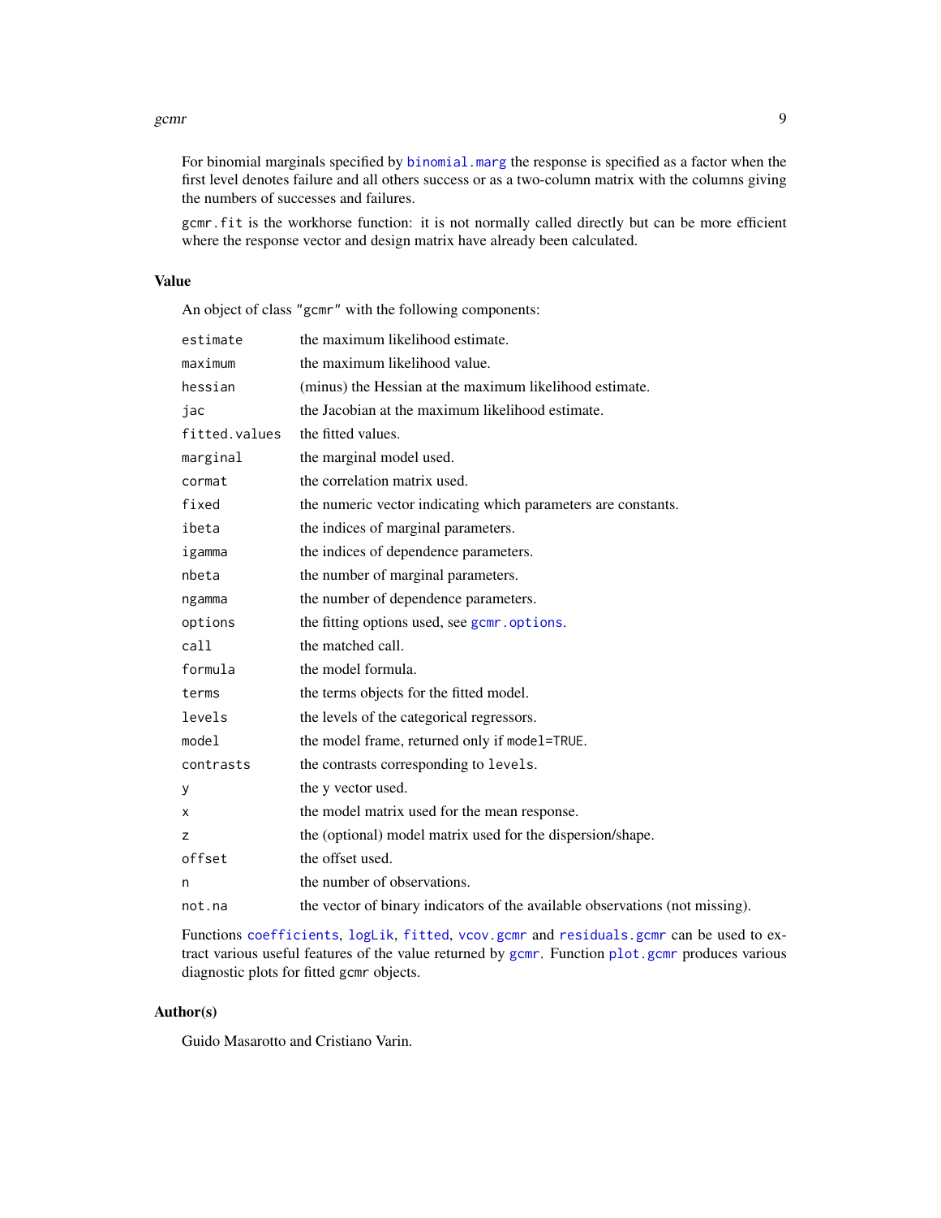For binomial marginals specified by `binomial.marg` the response is specified as a factor when the first level denotes failure and all others success or as a two-column matrix with the columns giving the numbers of successes and failures.

`gcmr.fit` is the workhorse function: it is not normally called directly but can be more efficient where the response vector and design matrix have already been calculated.

## Value

An object of class `"gcmr"` with the following components:

| | |
|---|---|
| `estimate` | the maximum likelihood estimate. |
| `maximum` | the maximum likelihood value. |
| `hessian` | (minus) the Hessian at the maximum likelihood estimate. |
| `jac` | the Jacobian at the maximum likelihood estimate. |
| `fitted.values` | the fitted values. |
| `marginal` | the marginal model used. |
| `cormat` | the correlation matrix used. |
| `fixed` | the numeric vector indicating which parameters are constants. |
| `ibeta` | the indices of marginal parameters. |
| `igamma` | the indices of dependence parameters. |
| `nbeta` | the number of marginal parameters. |
| `ngamma` | the number of dependence parameters. |
| `options` | the fitting options used, see `gcmr.options`. |
| `call` | the matched call. |
| `formula` | the model formula. |
| `terms` | the terms objects for the fitted model. |
| `levels` | the levels of the categorical regressors. |
| `model` | the model frame, returned only if `model=TRUE`. |
| `contrasts` | the contrasts corresponding to `levels`. |
| `y` | the y vector used. |
| `x` | the model matrix used for the mean response. |
| `z` | the (optional) model matrix used for the dispersion/shape. |
| `offset` | the offset used. |
| `n` | the number of observations. |
| `not.na` | the vector of binary indicators of the available observations (not missing). |

Functions `coefficients`, `logLik`, `fitted`, `vcov.gcmr` and `residuals.gcmr` can be used to extract various useful features of the value returned by `gcmr`. Function `plot.gcmr` produces various diagnostic plots for fitted `gcmr` objects.

## Author(s)

Guido Masarotto and Cristiano Varin.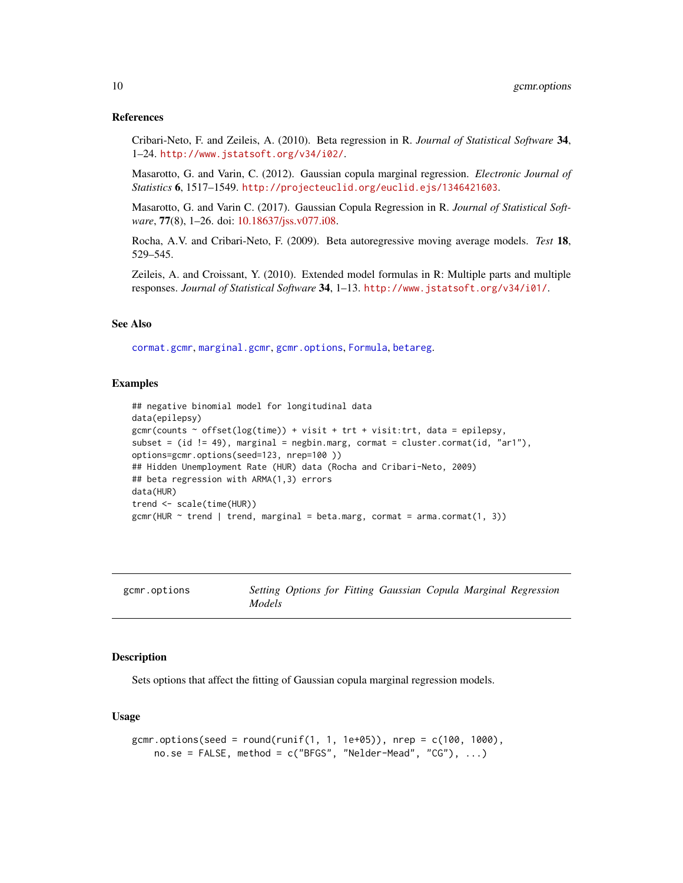### References

Cribari-Neto, F. and Zeileis, A. (2010). Beta regression in R. *Journal of Statistical Software* **34**, 1–24. http://www.jstatsoft.org/v34/i02/.

Masarotto, G. and Varin, C. (2012). Gaussian copula marginal regression. *Electronic Journal of Statistics* **6**, 1517–1549. http://projecteuclid.org/euclid.ejs/1346421603.

Masarotto, G. and Varin C. (2017). Gaussian Copula Regression in R. *Journal of Statistical Software*, **77**(8), 1–26. doi: 10.18637/jss.v077.i08.

Rocha, A.V. and Cribari-Neto, F. (2009). Beta autoregressive moving average models. *Test* **18**, 529–545.

Zeileis, A. and Croissant, Y. (2010). Extended model formulas in R: Multiple parts and multiple responses. *Journal of Statistical Software* **34**, 1–13. http://www.jstatsoft.org/v34/i01/.

### See Also

cormat.gcmr, marginal.gcmr, gcmr.options, Formula, betareg.

### Examples

```
## negative binomial model for longitudinal data
data(epilepsy)
gcmr(counts ~ offset(log(time)) + visit + trt + visit:trt, data = epilepsy,
subset = (id != 49), marginal = negbin.marg, cormat = cluster.cormat(id, "ar1"),
options=gcmr.options(seed=123, nrep=100 ))
## Hidden Unemployment Rate (HUR) data (Rocha and Cribari-Neto, 2009)
## beta regression with ARMA(1,3) errors
data(HUR)
trend <- scale(time(HUR))
gcmr(HUR ~ trend | trend, marginal = beta.marg, cormat = arma.cormat(1, 3))
```

---

## gcmr.options — *Setting Options for Fitting Gaussian Copula Marginal Regression Models*

---

### Description

Sets options that affect the fitting of Gaussian copula marginal regression models.

### Usage

```
gcmr.options(seed = round(runif(1, 1, 1e+05)), nrep = c(100, 1000),
    no.se = FALSE, method = c("BFGS", "Nelder-Mead", "CG"), ...)
```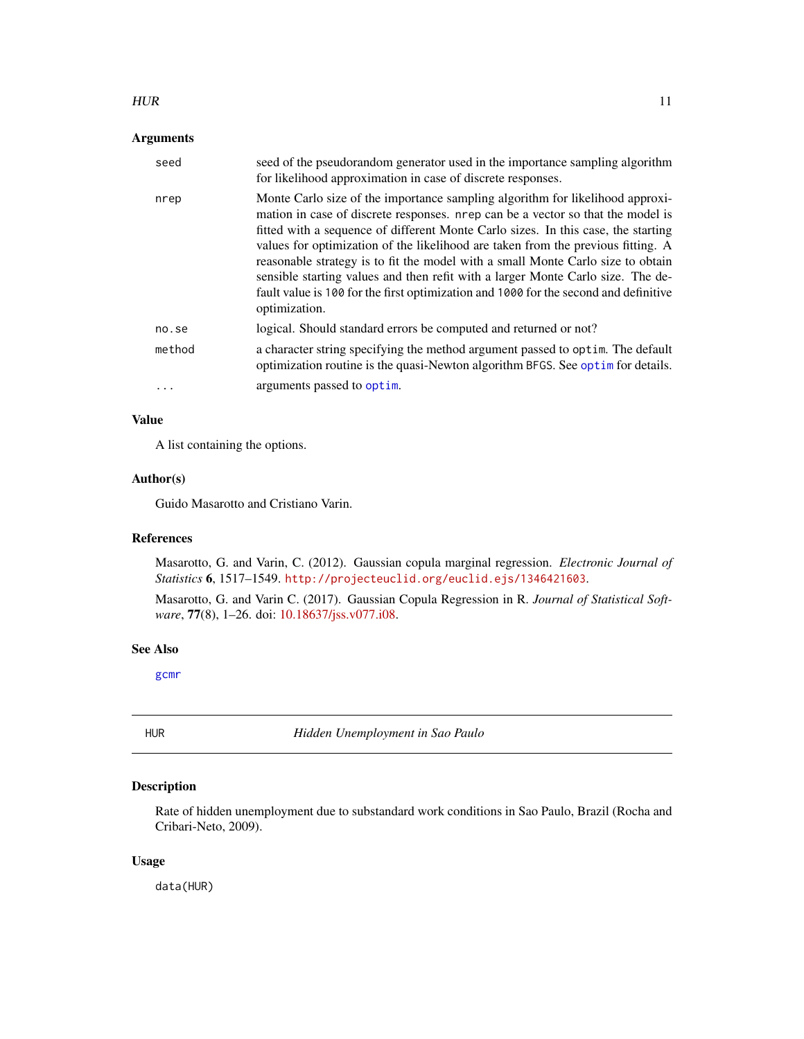### Arguments

| | |
|---|---|
| `seed` | seed of the pseudorandom generator used in the importance sampling algorithm for likelihood approximation in case of discrete responses. |
| `nrep` | Monte Carlo size of the importance sampling algorithm for likelihood approximation in case of discrete responses. `nrep` can be a vector so that the model is fitted with a sequence of different Monte Carlo sizes. In this case, the starting values for optimization of the likelihood are taken from the previous fitting. A reasonable strategy is to fit the model with a small Monte Carlo size to obtain sensible starting values and then refit with a larger Monte Carlo size. The default value is `100` for the first optimization and `1000` for the second and definitive optimization. |
| `no.se` | logical. Should standard errors be computed and returned or not? |
| `method` | a character string specifying the method argument passed to `optim`. The default optimization routine is the quasi-Newton algorithm `BFGS`. See `optim` for details. |
| `...` | arguments passed to `optim`. |

### Value

A list containing the options.

### Author(s)

Guido Masarotto and Cristiano Varin.

### References

Masarotto, G. and Varin, C. (2012). Gaussian copula marginal regression. *Electronic Journal of Statistics* **6**, 1517–1549. `http://projecteuclid.org/euclid.ejs/1346421603`.

Masarotto, G. and Varin C. (2017). Gaussian Copula Regression in R. *Journal of Statistical Software*, **77**(8), 1–26. doi: 10.18637/jss.v077.i08.

### See Also

`gcmr`

---

## HUR — *Hidden Unemployment in Sao Paulo*

---

### Description

Rate of hidden unemployment due to substandard work conditions in Sao Paulo, Brazil (Rocha and Cribari-Neto, 2009).

### Usage

```
data(HUR)
```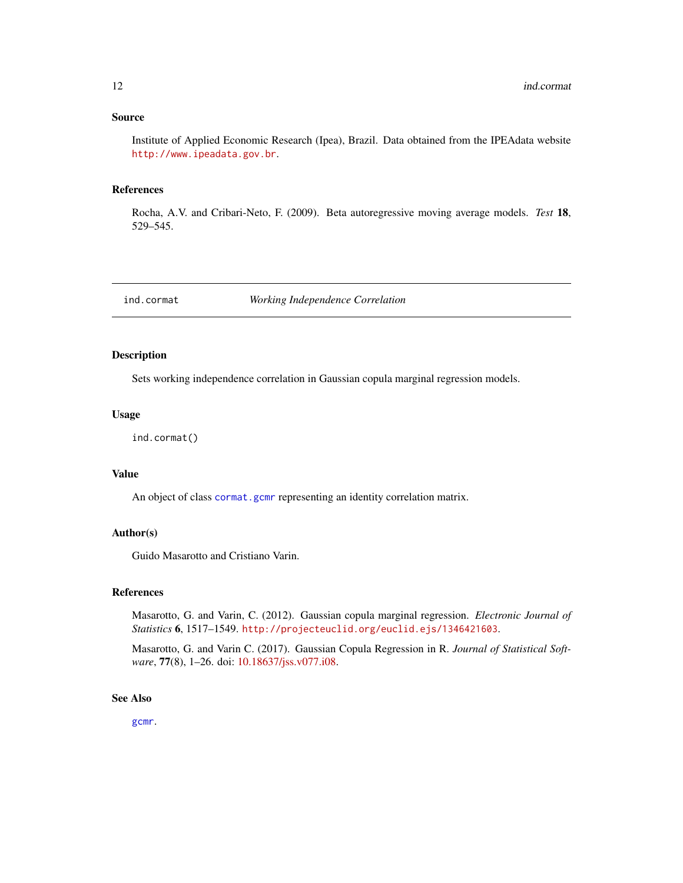### Source

Institute of Applied Economic Research (Ipea), Brazil. Data obtained from the IPEAdata website http://www.ipeadata.gov.br.

### References

Rocha, A.V. and Cribari-Neto, F. (2009). Beta autoregressive moving average models. *Test* **18**, 529–545.

---

## ind.cormat — *Working Independence Correlation*

---

### Description

Sets working independence correlation in Gaussian copula marginal regression models.

### Usage

```
ind.cormat()
```

### Value

An object of class `cormat.gcmr` representing an identity correlation matrix.

### Author(s)

Guido Masarotto and Cristiano Varin.

### References

Masarotto, G. and Varin, C. (2012). Gaussian copula marginal regression. *Electronic Journal of Statistics* **6**, 1517–1549. http://projecteuclid.org/euclid.ejs/1346421603.

Masarotto, G. and Varin C. (2017). Gaussian Copula Regression in R. *Journal of Statistical Software*, **77**(8), 1–26. doi: 10.18637/jss.v077.i08.

### See Also

`gcmr`.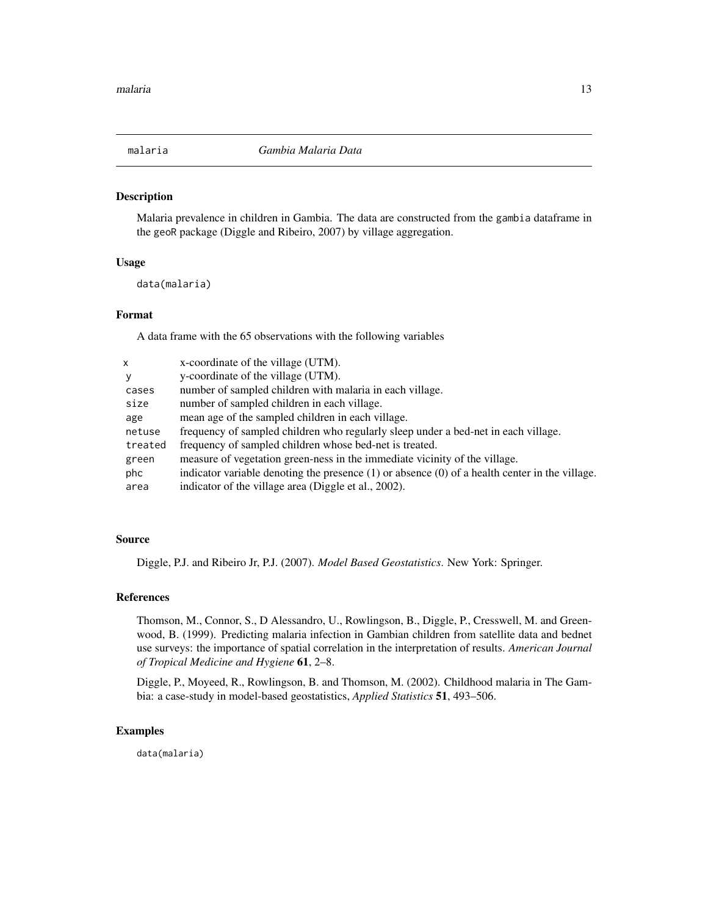# malaria *Gambia Malaria Data*

## Description

Malaria prevalence in children in Gambia. The data are constructed from the `gambia` dataframe in the `geoR` package (Diggle and Ribeiro, 2007) by village aggregation.

## Usage

```
data(malaria)
```

## Format

A data frame with the 65 observations with the following variables

| | |
|---|---|
| `x` | x-coordinate of the village (UTM). |
| `y` | y-coordinate of the village (UTM). |
| `cases` | number of sampled children with malaria in each village. |
| `size` | number of sampled children in each village. |
| `age` | mean age of the sampled children in each village. |
| `netuse` | frequency of sampled children who regularly sleep under a bed-net in each village. |
| `treated` | frequency of sampled children whose bed-net is treated. |
| `green` | measure of vegetation green-ness in the immediate vicinity of the village. |
| `phc` | indicator variable denoting the presence (1) or absence (0) of a health center in the village. |
| `area` | indicator of the village area (Diggle et al., 2002). |

## Source

Diggle, P.J. and Ribeiro Jr, P.J. (2007). *Model Based Geostatistics*. New York: Springer.

## References

Thomson, M., Connor, S., D Alessandro, U., Rowlingson, B., Diggle, P., Cresswell, M. and Greenwood, B. (1999). Predicting malaria infection in Gambian children from satellite data and bednet use surveys: the importance of spatial correlation in the interpretation of results. *American Journal of Tropical Medicine and Hygiene* **61**, 2–8.

Diggle, P., Moyeed, R., Rowlingson, B. and Thomson, M. (2002). Childhood malaria in The Gambia: a case-study in model-based geostatistics, *Applied Statistics* **51**, 493–506.

## Examples

```
data(malaria)
```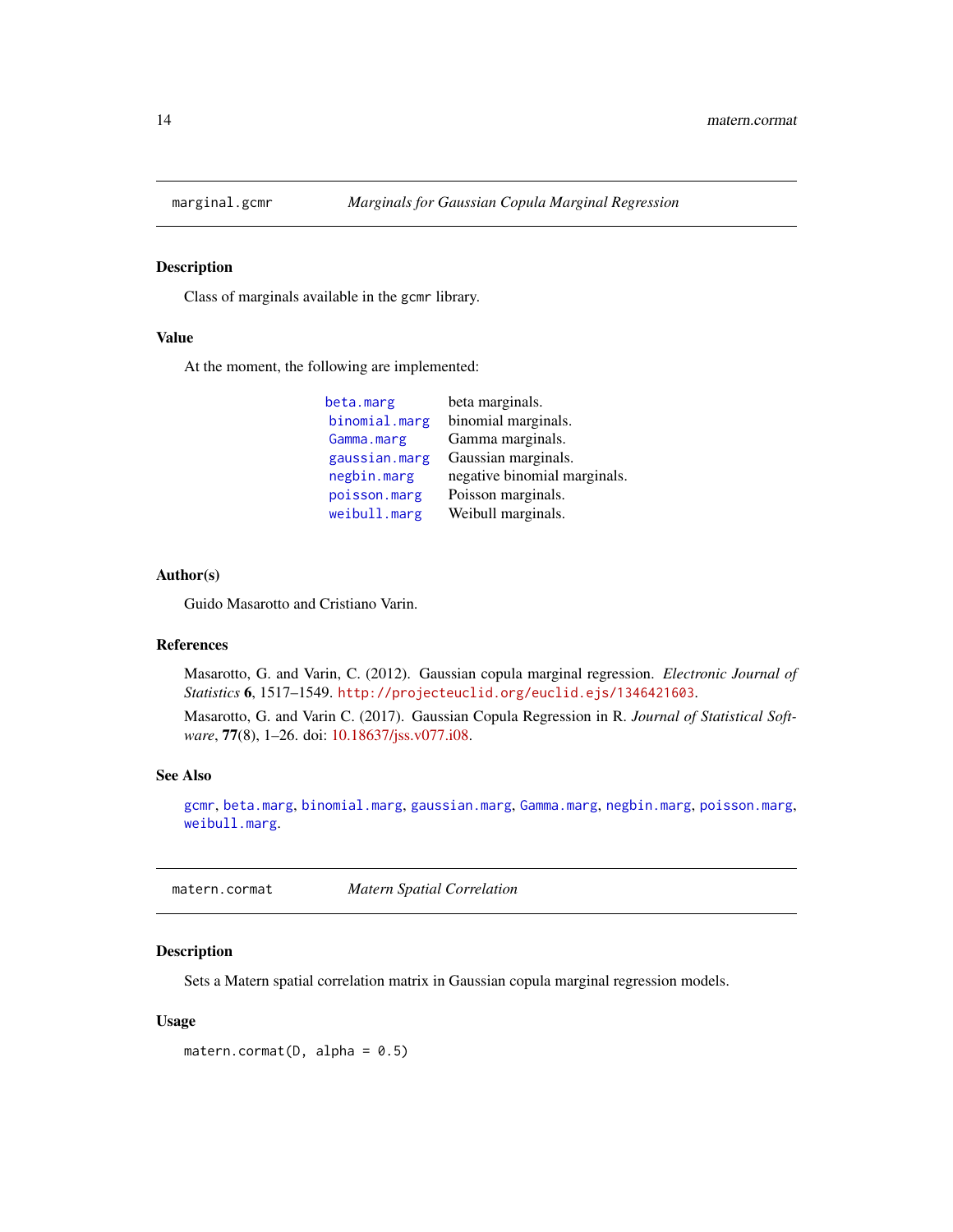## marginal.gcmr — *Marginals for Gaussian Copula Marginal Regression*

### Description

Class of marginals available in the `gcmr` library.

### Value

At the moment, the following are implemented:

| | |
|---|---|
| `beta.marg` | beta marginals. |
| `binomial.marg` | binomial marginals. |
| `Gamma.marg` | Gamma marginals. |
| `gaussian.marg` | Gaussian marginals. |
| `negbin.marg` | negative binomial marginals. |
| `poisson.marg` | Poisson marginals. |
| `weibull.marg` | Weibull marginals. |

### Author(s)

Guido Masarotto and Cristiano Varin.

### References

Masarotto, G. and Varin, C. (2012). Gaussian copula marginal regression. *Electronic Journal of Statistics* **6**, 1517–1549. `http://projecteuclid.org/euclid.ejs/1346421603`.

Masarotto, G. and Varin C. (2017). Gaussian Copula Regression in R. *Journal of Statistical Software*, **77**(8), 1–26. doi: 10.18637/jss.v077.i08.

### See Also

`gcmr`, `beta.marg`, `binomial.marg`, `gaussian.marg`, `Gamma.marg`, `negbin.marg`, `poisson.marg`, `weibull.marg`.

## matern.cormat — *Matern Spatial Correlation*

### Description

Sets a Matern spatial correlation matrix in Gaussian copula marginal regression models.

### Usage

```
matern.cormat(D, alpha = 0.5)
```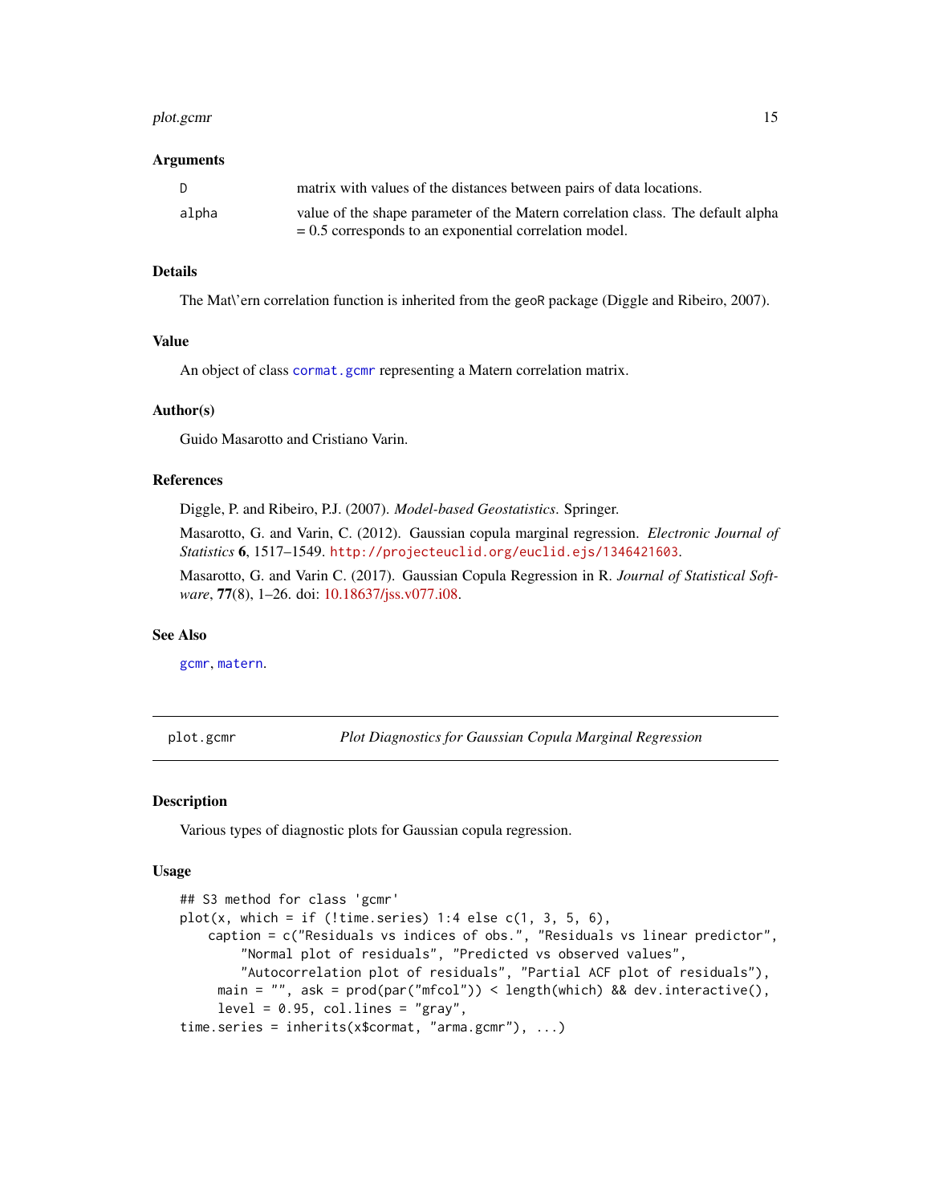### Arguments

| | |
|---|---|
| D | matrix with values of the distances between pairs of data locations. |
| alpha | value of the shape parameter of the Matern correlation class. The default alpha = 0.5 corresponds to an exponential correlation model. |

### Details

The Mat\'ern correlation function is inherited from the geoR package (Diggle and Ribeiro, 2007).

### Value

An object of class cormat.gcmr representing a Matern correlation matrix.

### Author(s)

Guido Masarotto and Cristiano Varin.

### References

Diggle, P. and Ribeiro, P.J. (2007). *Model-based Geostatistics*. Springer.

Masarotto, G. and Varin, C. (2012). Gaussian copula marginal regression. *Electronic Journal of Statistics* **6**, 1517–1549. http://projecteuclid.org/euclid.ejs/1346421603.

Masarotto, G. and Varin C. (2017). Gaussian Copula Regression in R. *Journal of Statistical Software*, **77**(8), 1–26. doi: 10.18637/jss.v077.i08.

### See Also

gcmr, matern.

---

## plot.gcmr — *Plot Diagnostics for Gaussian Copula Marginal Regression*

### Description

Various types of diagnostic plots for Gaussian copula regression.

### Usage

```
## S3 method for class 'gcmr'
plot(x, which = if (!time.series) 1:4 else c(1, 3, 5, 6),
    caption = c("Residuals vs indices of obs.", "Residuals vs linear predictor",
        "Normal plot of residuals", "Predicted vs observed values",
        "Autocorrelation plot of residuals", "Partial ACF plot of residuals"),
      main = "", ask = prod(par("mfcol")) < length(which) && dev.interactive(),
      level = 0.95, col.lines = "gray",
time.series = inherits(x$cormat, "arma.gcmr"), ...)
```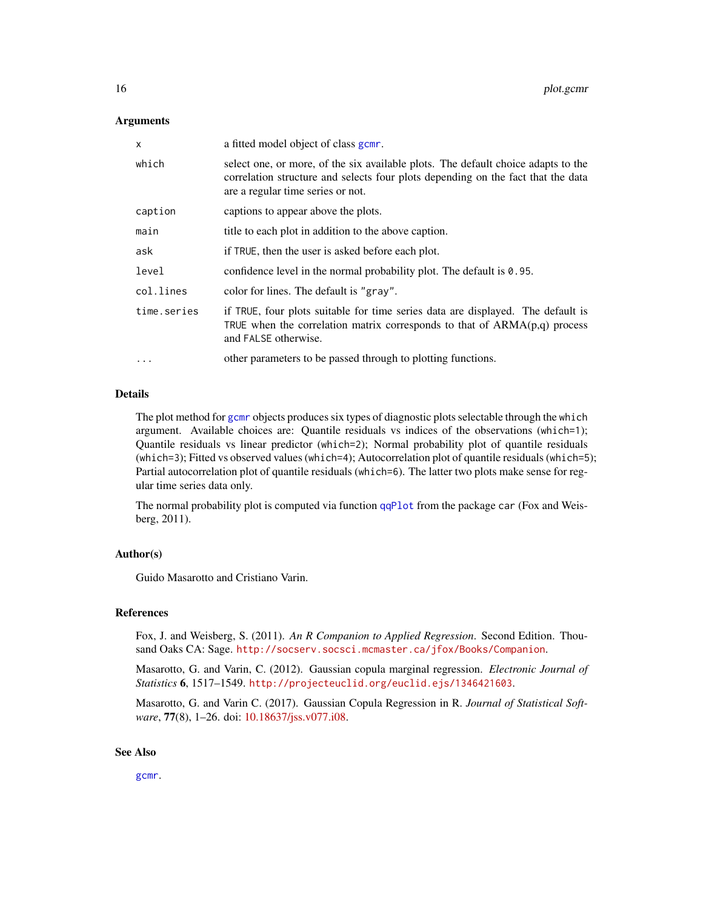### Arguments

| | |
|---|---|
| `x` | a fitted model object of class `gcmr`. |
| `which` | select one, or more, of the six available plots. The default choice adapts to the correlation structure and selects four plots depending on the fact that the data are a regular time series or not. |
| `caption` | captions to appear above the plots. |
| `main` | title to each plot in addition to the above caption. |
| `ask` | if `TRUE`, then the user is asked before each plot. |
| `level` | confidence level in the normal probability plot. The default is `0.95`. |
| `col.lines` | color for lines. The default is `"gray"`. |
| `time.series` | if `TRUE`, four plots suitable for time series data are displayed. The default is `TRUE` when the correlation matrix corresponds to that of ARMA(p,q) process and `FALSE` otherwise. |
| `...` | other parameters to be passed through to plotting functions. |

### Details

The plot method for `gcmr` objects produces six types of diagnostic plots selectable through the `which` argument. Available choices are: Quantile residuals vs indices of the observations (`which=1`); Quantile residuals vs linear predictor (`which=2`); Normal probability plot of quantile residuals (`which=3`); Fitted vs observed values (`which=4`); Autocorrelation plot of quantile residuals (`which=5`); Partial autocorrelation plot of quantile residuals (`which=6`). The latter two plots make sense for regular time series data only.

The normal probability plot is computed via function `qqPlot` from the package `car` (Fox and Weisberg, 2011).

### Author(s)

Guido Masarotto and Cristiano Varin.

### References

Fox, J. and Weisberg, S. (2011). *An R Companion to Applied Regression*. Second Edition. Thousand Oaks CA: Sage. `http://socserv.socsci.mcmaster.ca/jfox/Books/Companion`.

Masarotto, G. and Varin, C. (2012). Gaussian copula marginal regression. *Electronic Journal of Statistics* **6**, 1517–1549. `http://projecteuclid.org/euclid.ejs/1346421603`.

Masarotto, G. and Varin C. (2017). Gaussian Copula Regression in R. *Journal of Statistical Software*, **77**(8), 1–26. doi: 10.18637/jss.v077.i08.

### See Also

`gcmr`.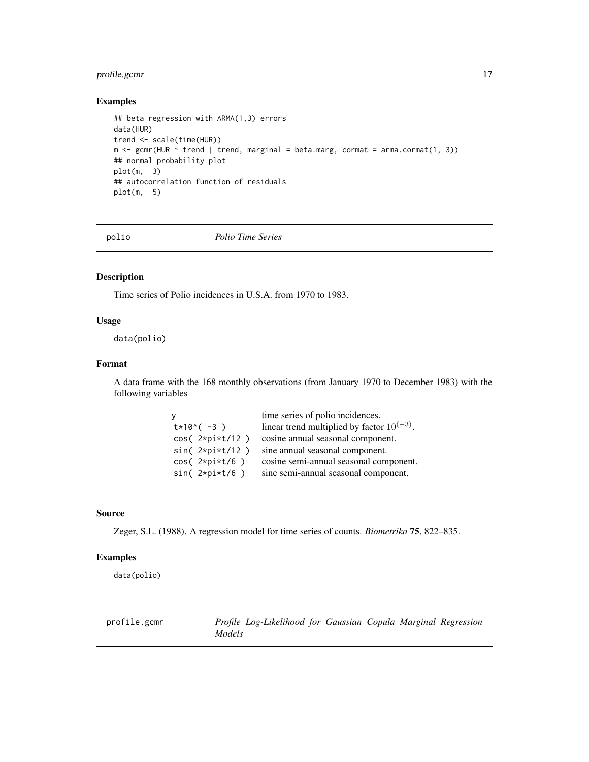### Examples

```
## beta regression with ARMA(1,3) errors
data(HUR)
trend <- scale(time(HUR))
m <- gcmr(HUR ~ trend | trend, marginal = beta.marg, cormat = arma.cormat(1, 3))
## normal probability plot
plot(m,  3)
## autocorrelation function of residuals
plot(m,  5)
```

## polio — *Polio Time Series*

### Description

Time series of Polio incidences in U.S.A. from 1970 to 1983.

### Usage

```
data(polio)
```

### Format

A data frame with the 168 monthly observations (from January 1970 to December 1983) with the following variables

| | |
|---|---|
| `y` | time series of polio incidences. |
| `t*10^( -3 )` | linear trend multiplied by factor $10^{(-3)}$. |
| `cos( 2*pi*t/12 )` | cosine annual seasonal component. |
| `sin( 2*pi*t/12 )` | sine annual seasonal component. |
| `cos( 2*pi*t/6 )` | cosine semi-annual seasonal component. |
| `sin( 2*pi*t/6 )` | sine semi-annual seasonal component. |

### Source

Zeger, S.L. (1988). A regression model for time series of counts. *Biometrika* **75**, 822–835.

### Examples

```
data(polio)
```

## profile.gcmr — *Profile Log-Likelihood for Gaussian Copula Marginal Regression Models*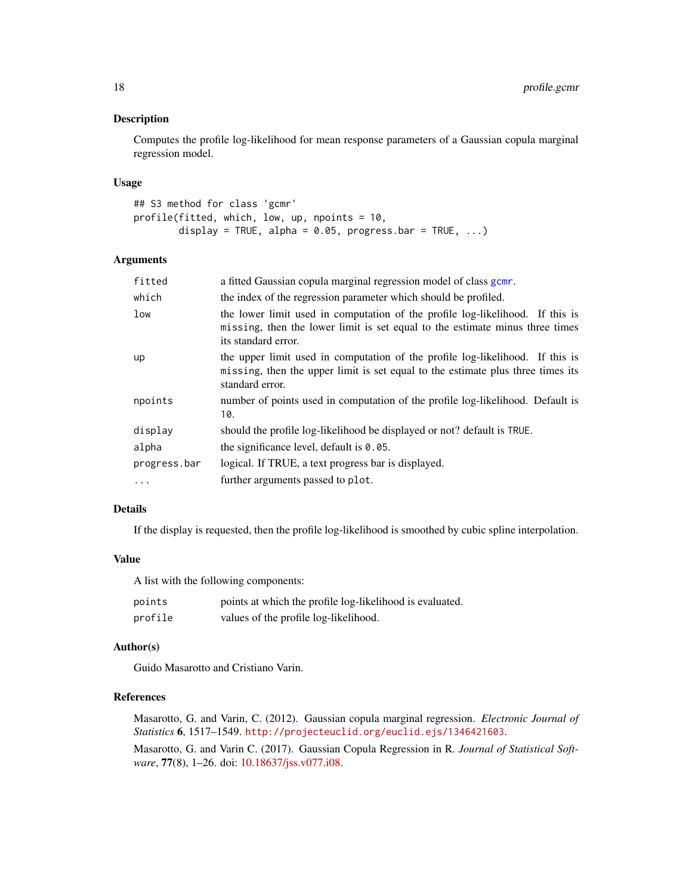## Description

Computes the profile log-likelihood for mean response parameters of a Gaussian copula marginal regression model.

## Usage

```
## S3 method for class 'gcmr'
profile(fitted, which, low, up, npoints = 10,
        display = TRUE, alpha = 0.05, progress.bar = TRUE, ...)
```

## Arguments

| | |
|---|---|
| `fitted` | a fitted Gaussian copula marginal regression model of class `gcmr`. |
| `which` | the index of the regression parameter which should be profiled. |
| `low` | the lower limit used in computation of the profile log-likelihood. If this is `missing`, then the lower limit is set equal to the estimate minus three times its standard error. |
| `up` | the upper limit used in computation of the profile log-likelihood. If this is `missing`, then the upper limit is set equal to the estimate plus three times its standard error. |
| `npoints` | number of points used in computation of the profile log-likelihood. Default is `10`. |
| `display` | should the profile log-likelihood be displayed or not? default is `TRUE`. |
| `alpha` | the significance level, default is `0.05`. |
| `progress.bar` | logical. If TRUE, a text progress bar is displayed. |
| `...` | further arguments passed to `plot`. |

## Details

If the display is requested, then the profile log-likelihood is smoothed by cubic spline interpolation.

## Value

A list with the following components:

| | |
|---|---|
| `points` | points at which the profile log-likelihood is evaluated. |
| `profile` | values of the profile log-likelihood. |

## Author(s)

Guido Masarotto and Cristiano Varin.

## References

Masarotto, G. and Varin, C. (2012). Gaussian copula marginal regression. *Electronic Journal of Statistics* **6**, 1517–1549. `http://projecteuclid.org/euclid.ejs/1346421603`.

Masarotto, G. and Varin C. (2017). Gaussian Copula Regression in R. *Journal of Statistical Software*, **77**(8), 1–26. doi: 10.18637/jss.v077.i08.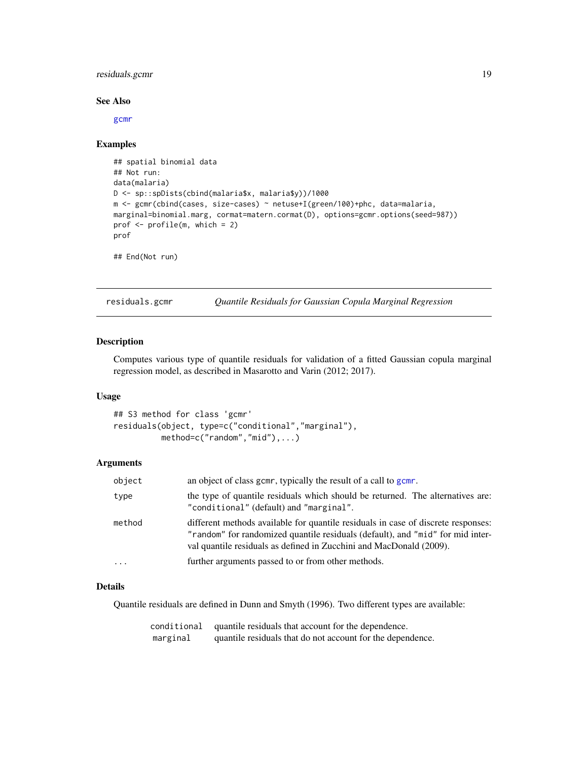### See Also

gcmr

### Examples

```
## spatial binomial data
## Not run:
data(malaria)
D <- sp::spDists(cbind(malaria$x, malaria$y))/1000
m <- gcmr(cbind(cases, size-cases) ~ netuse+I(green/100)+phc, data=malaria,
marginal=binomial.marg, cormat=matern.cormat(D), options=gcmr.options(seed=987))
prof <- profile(m, which = 2)
prof

## End(Not run)
```

---

## residuals.gcmr — *Quantile Residuals for Gaussian Copula Marginal Regression*

### Description

Computes various type of quantile residuals for validation of a fitted Gaussian copula marginal regression model, as described in Masarotto and Varin (2012; 2017).

### Usage

```
## S3 method for class 'gcmr'
residuals(object, type=c("conditional","marginal"),
          method=c("random","mid"),...)
```

### Arguments

| | |
|---|---|
| object | an object of class gcmr, typically the result of a call to gcmr. |
| type | the type of quantile residuals which should be returned. The alternatives are: "conditional" (default) and "marginal". |
| method | different methods available for quantile residuals in case of discrete responses: "random" for randomized quantile residuals (default), and "mid" for mid interval quantile residuals as defined in Zucchini and MacDonald (2009). |
| ... | further arguments passed to or from other methods. |

### Details

Quantile residuals are defined in Dunn and Smyth (1996). Two different types are available:

| | |
|---|---|
| conditional | quantile residuals that account for the dependence. |
| marginal | quantile residuals that do not account for the dependence. |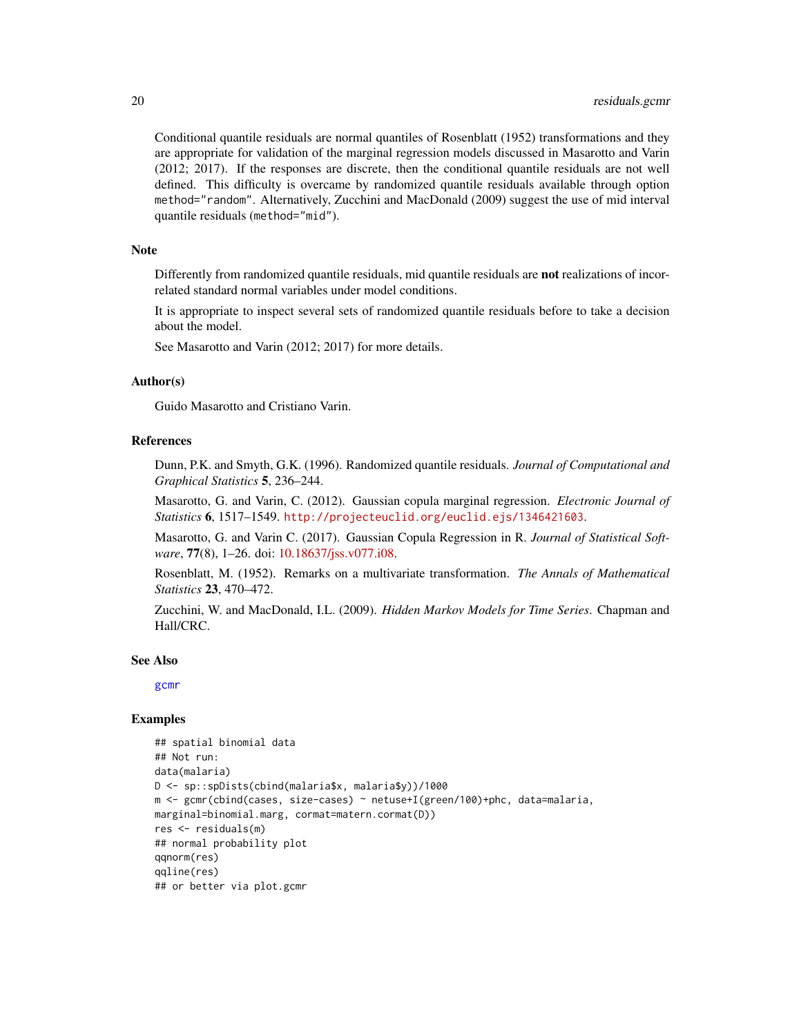Conditional quantile residuals are normal quantiles of Rosenblatt (1952) transformations and they are appropriate for validation of the marginal regression models discussed in Masarotto and Varin (2012; 2017). If the responses are discrete, then the conditional quantile residuals are not well defined. This difficulty is overcame by randomized quantile residuals available through option `method="random"`. Alternatively, Zucchini and MacDonald (2009) suggest the use of mid interval quantile residuals (`method="mid"`).

### Note

Differently from randomized quantile residuals, mid quantile residuals are **not** realizations of incorrelated standard normal variables under model conditions.

It is appropriate to inspect several sets of randomized quantile residuals before to take a decision about the model.

See Masarotto and Varin (2012; 2017) for more details.

### Author(s)

Guido Masarotto and Cristiano Varin.

### References

Dunn, P.K. and Smyth, G.K. (1996). Randomized quantile residuals. *Journal of Computational and Graphical Statistics* **5**, 236–244.

Masarotto, G. and Varin, C. (2012). Gaussian copula marginal regression. *Electronic Journal of Statistics* **6**, 1517–1549. http://projecteuclid.org/euclid.ejs/1346421603.

Masarotto, G. and Varin C. (2017). Gaussian Copula Regression in R. *Journal of Statistical Software*, **77**(8), 1–26. doi: 10.18637/jss.v077.i08.

Rosenblatt, M. (1952). Remarks on a multivariate transformation. *The Annals of Mathematical Statistics* **23**, 470–472.

Zucchini, W. and MacDonald, I.L. (2009). *Hidden Markov Models for Time Series*. Chapman and Hall/CRC.

### See Also

gcmr

### Examples

```
## spatial binomial data
## Not run:
data(malaria)
D <- sp::spDists(cbind(malaria$x, malaria$y))/1000
m <- gcmr(cbind(cases, size-cases) ~ netuse+I(green/100)+phc, data=malaria,
marginal=binomial.marg, cormat=matern.cormat(D))
res <- residuals(m)
## normal probability plot
qqnorm(res)
qqline(res)
## or better via plot.gcmr
```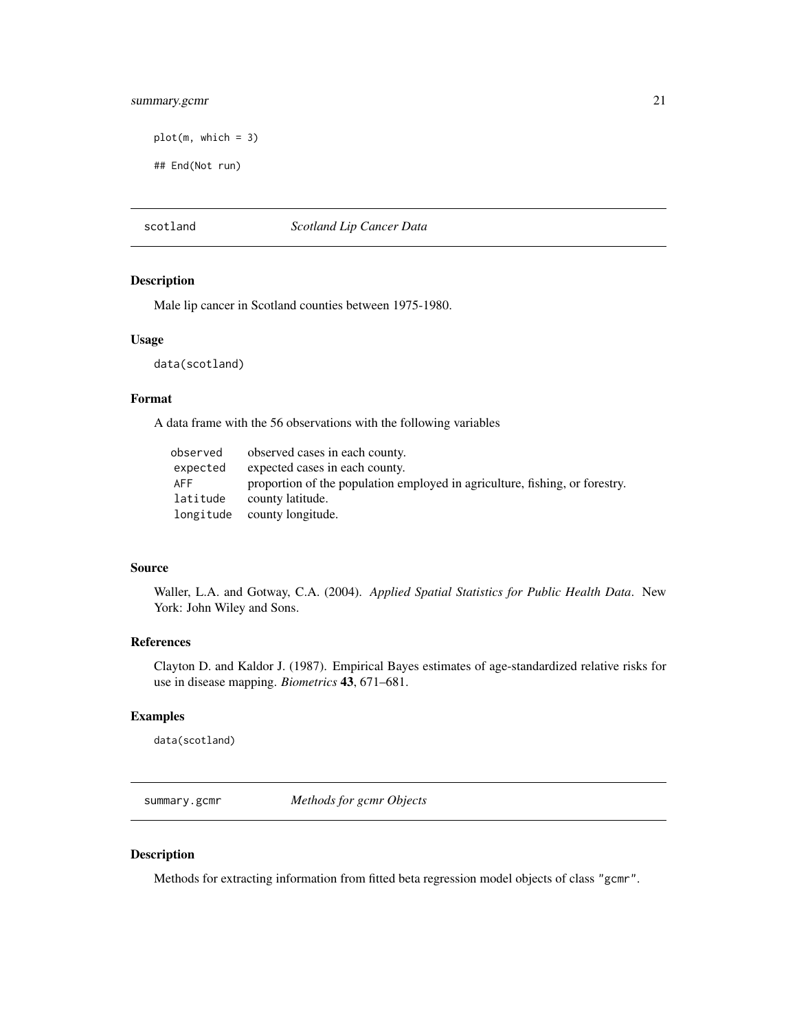```
plot(m, which = 3)

## End(Not run)
```

## scotland — *Scotland Lip Cancer Data*

### Description

Male lip cancer in Scotland counties between 1975-1980.

### Usage

```
data(scotland)
```

### Format

A data frame with the 56 observations with the following variables

| | |
|---|---|
| `observed` | observed cases in each county. |
| `expected` | expected cases in each county. |
| `AFF` | proportion of the population employed in agriculture, fishing, or forestry. |
| `latitude` | county latitude. |
| `longitude` | county longitude. |

### Source

Waller, L.A. and Gotway, C.A. (2004). *Applied Spatial Statistics for Public Health Data*. New York: John Wiley and Sons.

### References

Clayton D. and Kaldor J. (1987). Empirical Bayes estimates of age-standardized relative risks for use in disease mapping. *Biometrics* **43**, 671–681.

### Examples

```
data(scotland)
```

## summary.gcmr — *Methods for gcmr Objects*

### Description

Methods for extracting information from fitted beta regression model objects of class `"gcmr"`.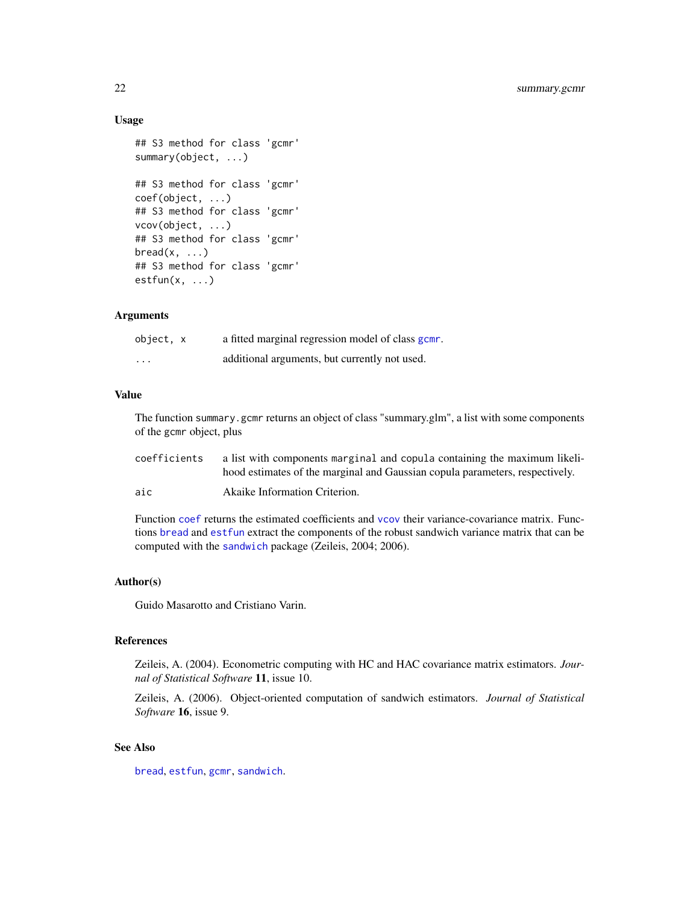### Usage

```
## S3 method for class 'gcmr'
summary(object, ...)

## S3 method for class 'gcmr'
coef(object, ...)
## S3 method for class 'gcmr'
vcov(object, ...)
## S3 method for class 'gcmr'
bread(x, ...)
## S3 method for class 'gcmr'
estfun(x, ...)
```

### Arguments

| | |
|---|---|
| `object, x` | a fitted marginal regression model of class `gcmr`. |
| `...` | additional arguments, but currently not used. |

### Value

The function `summary.gcmr` returns an object of class "summary.glm", a list with some components of the `gcmr` object, plus

| | |
|---|---|
| `coefficients` | a list with components `marginal` and `copula` containing the maximum likelihood estimates of the marginal and Gaussian copula parameters, respectively. |
| `aic` | Akaike Information Criterion. |

Function `coef` returns the estimated coefficients and `vcov` their variance-covariance matrix. Functions `bread` and `estfun` extract the components of the robust sandwich variance matrix that can be computed with the `sandwich` package (Zeileis, 2004; 2006).

### Author(s)

Guido Masarotto and Cristiano Varin.

### References

Zeileis, A. (2004). Econometric computing with HC and HAC covariance matrix estimators. *Journal of Statistical Software* **11**, issue 10.

Zeileis, A. (2006). Object-oriented computation of sandwich estimators. *Journal of Statistical Software* **16**, issue 9.

### See Also

`bread`, `estfun`, `gcmr`, `sandwich`.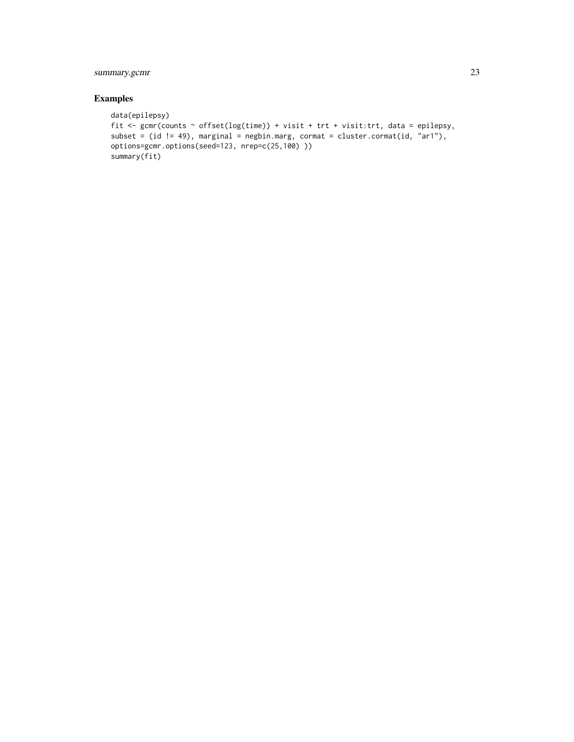## Examples

```
data(epilepsy)
fit <- gcmr(counts ~ offset(log(time)) + visit + trt + visit:trt, data = epilepsy,
subset = (id != 49), marginal = negbin.marg, cormat = cluster.cormat(id, "ar1"),
options=gcmr.options(seed=123, nrep=c(25,100) ))
summary(fit)
```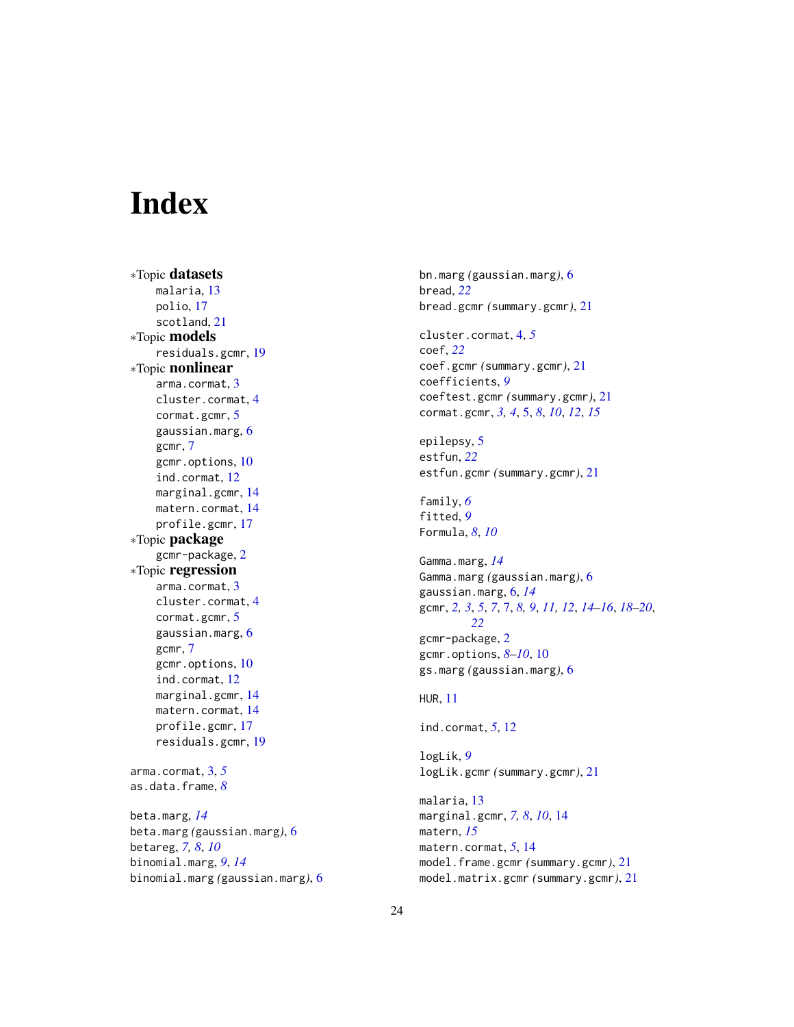# Index

∗Topic **datasets**
- malaria, 13
- polio, 17
- scotland, 21

∗Topic **models**
- residuals.gcmr, 19

∗Topic **nonlinear**
- arma.cormat, 3
- cluster.cormat, 4
- cormat.gcmr, 5
- gaussian.marg, 6
- gcmr, 7
- gcmr.options, 10
- ind.cormat, 12
- marginal.gcmr, 14
- matern.cormat, 14
- profile.gcmr, 17

∗Topic **package**
- gcmr-package, 2

∗Topic **regression**
- arma.cormat, 3
- cluster.cormat, 4
- cormat.gcmr, 5
- gaussian.marg, 6
- gcmr, 7
- gcmr.options, 10
- ind.cormat, 12
- marginal.gcmr, 14
- matern.cormat, 14
- profile.gcmr, 17
- residuals.gcmr, 19

arma.cormat, 3, *5*
as.data.frame, *8*

beta.marg, *14*
beta.marg *(*gaussian.marg*)*, 6
betareg, *7, 8*, *10*
binomial.marg, *9*, *14*
binomial.marg *(*gaussian.marg*)*, 6
bn.marg *(*gaussian.marg*)*, 6
bread, *22*
bread.gcmr *(*summary.gcmr*)*, 21

cluster.cormat, 4, *5*
coef, *22*
coef.gcmr *(*summary.gcmr*)*, 21
coefficients, *9*
coeftest.gcmr *(*summary.gcmr*)*, 21
cormat.gcmr, *3, 4*, 5, *8*, *10*, *12*, *15*

epilepsy, 5
estfun, *22*
estfun.gcmr *(*summary.gcmr*)*, 21

family, *6*
fitted, *9*
Formula, *8*, *10*

Gamma.marg, *14*
Gamma.marg *(*gaussian.marg*)*, 6
gaussian.marg, 6, *14*
gcmr, *2, 3*, *5*, *7*, 7, *8, 9*, *11, 12*, *14–16*, *18–20*, *22*
gcmr-package, 2
gcmr.options, *8–10*, 10
gs.marg *(*gaussian.marg*)*, 6

HUR, 11

ind.cormat, *5*, 12

logLik, *9*
logLik.gcmr *(*summary.gcmr*)*, 21

malaria, 13
marginal.gcmr, *7, 8*, *10*, 14
matern, *15*
matern.cormat, *5*, 14
model.frame.gcmr *(*summary.gcmr*)*, 21
model.matrix.gcmr *(*summary.gcmr*)*, 21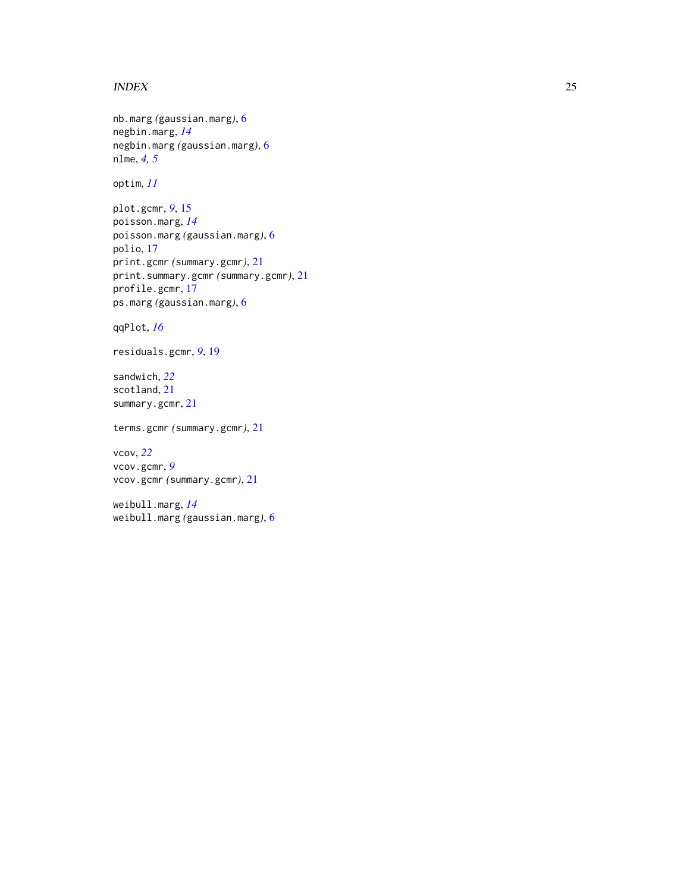nb.marg *(*gaussian.marg*)*, 6
negbin.marg, *14*
negbin.marg *(*gaussian.marg*)*, 6
nlme, *4, 5*

optim, *11*

plot.gcmr, *9*, 15
poisson.marg, *14*
poisson.marg *(*gaussian.marg*)*, 6
polio, 17
print.gcmr *(*summary.gcmr*)*, 21
print.summary.gcmr *(*summary.gcmr*)*, 21
profile.gcmr, 17
ps.marg *(*gaussian.marg*)*, 6

qqPlot, *16*

residuals.gcmr, *9*, 19

sandwich, *22*
scotland, 21
summary.gcmr, 21

terms.gcmr *(*summary.gcmr*)*, 21

vcov, *22*
vcov.gcmr, *9*
vcov.gcmr *(*summary.gcmr*)*, 21

weibull.marg, *14*
weibull.marg *(*gaussian.marg*)*, 6